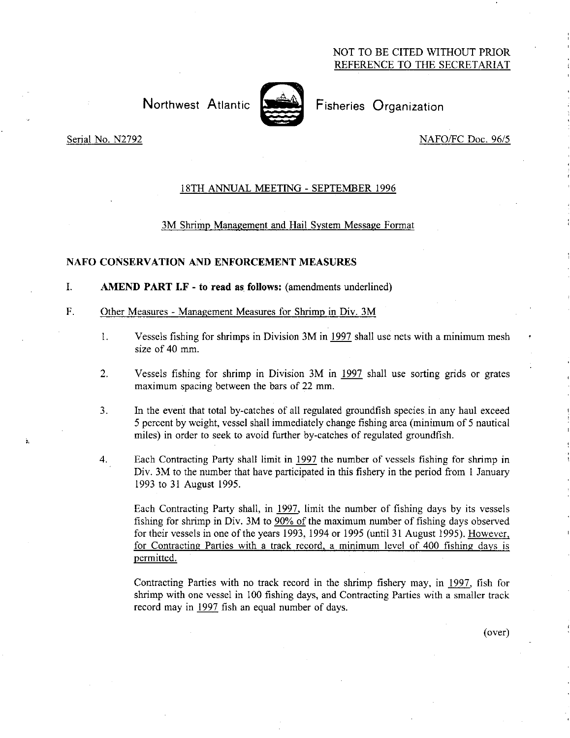NOT TO BE CITED WITHOUT PRIOR
REFERENCE TO THE SECRETARIAT

Northwest Atlantic Fisheries Organization

Serial No. N2792

NAFO/FC Doc. 96/5

18TH ANNUAL MEETING - SEPTEMBER 1996

3M Shrimp Management and Hail System Message Format

## NAFO CONSERVATION AND ENFORCEMENT MEASURES

I. **AMEND PART I.F - to read as follows:** (amendments underlined)

F. Other Measures - Management Measures for Shrimp in Div. 3M

1. Vessels fishing for shrimps in Division 3M in 1997 shall use nets with a minimum mesh size of 40 mm.

2. Vessels fishing for shrimp in Division 3M in 1997 shall use sorting grids or grates maximum spacing between the bars of 22 mm.

3. In the event that total by-catches of all regulated groundfish species in any haul exceed 5 percent by weight, vessel shall immediately change fishing area (minimum of 5 nautical miles) in order to seek to avoid further by-catches of regulated groundfish.

4. Each Contracting Party shall limit in 1997 the number of vessels fishing for shrimp in Div. 3M to the number that have participated in this fishery in the period from 1 January 1993 to 31 August 1995.

   Each Contracting Party shall, in 1997, limit the number of fishing days by its vessels fishing for shrimp in Div. 3M to 90% of the maximum number of fishing days observed for their vessels in one of the years 1993, 1994 or 1995 (until 31 August 1995). However, for Contracting Parties with a track record, a minimum level of 400 fishing days is permitted.

   Contracting Parties with no track record in the shrimp fishery may, in 1997, fish for shrimp with one vessel in 100 fishing days, and Contracting Parties with a smaller track record may in 1997 fish an equal number of days.

(over)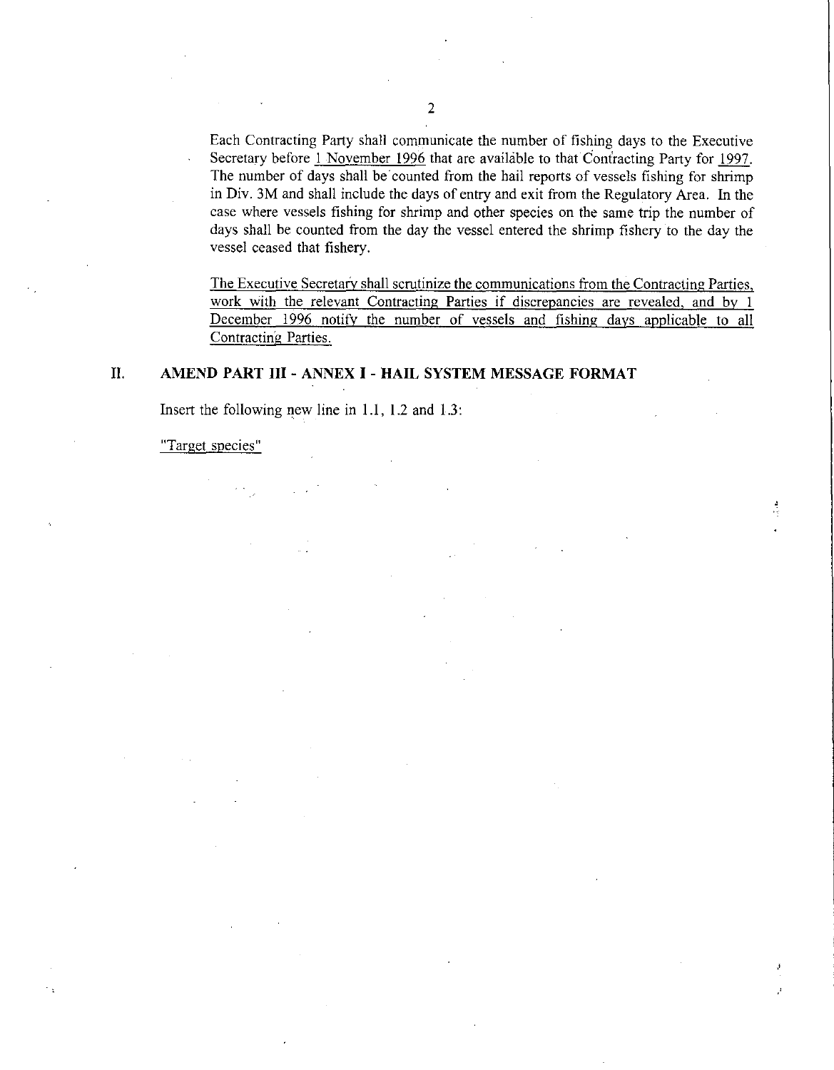Each Contracting Party shall communicate the number of fishing days to the Executive Secretary before <u>1 November 1996</u> that are available to that Contracting Party for <u>1997</u>. The number of days shall be counted from the hail reports of vessels fishing for shrimp in Div. 3M and shall include the days of entry and exit from the Regulatory Area. In the case where vessels fishing for shrimp and other species on the same trip the number of days shall be counted from the day the vessel entered the shrimp fishery to the day the vessel ceased that fishery.

<u>The Executive Secretary shall scrutinize the communications from the Contracting Parties, work with the relevant Contracting Parties if discrepancies are revealed, and by 1 December 1996 notify the number of vessels and fishing days applicable to all Contracting Parties.</u>

## II. AMEND PART III - ANNEX I - HAIL SYSTEM MESSAGE FORMAT

Insert the following new line in 1.1, 1.2 and 1.3:

<u>"Target species"</u>